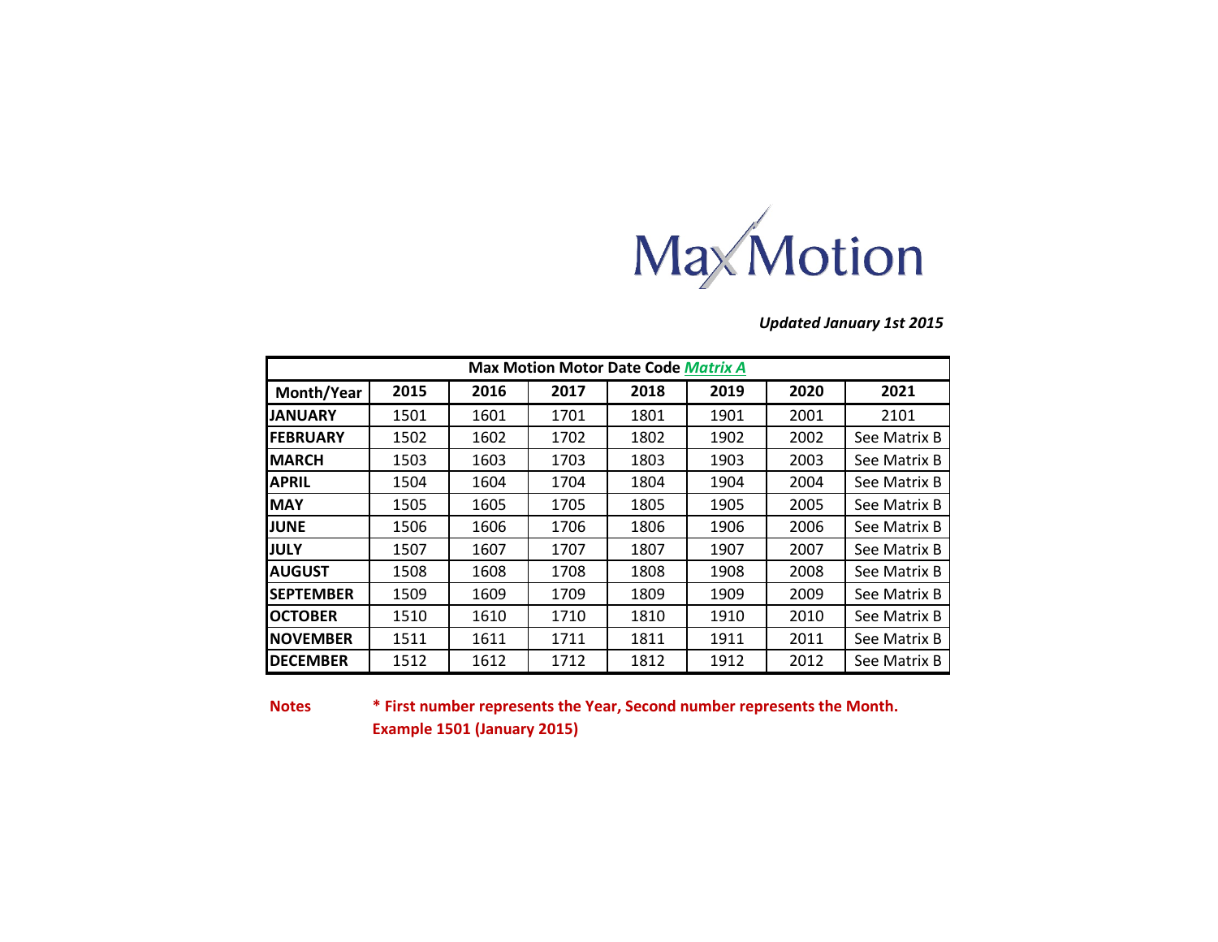MaxMotion

***Updated January 1st 2015***

| Max Motion Motor Date Code ***Matrix A*** | | | | | | | |
|---|---|---|---|---|---|---|---|
| **Month/Year** | **2015** | **2016** | **2017** | **2018** | **2019** | **2020** | **2021** |
| **JANUARY** | 1501 | 1601 | 1701 | 1801 | 1901 | 2001 | 2101 |
| **FEBRUARY** | 1502 | 1602 | 1702 | 1802 | 1902 | 2002 | See Matrix B |
| **MARCH** | 1503 | 1603 | 1703 | 1803 | 1903 | 2003 | See Matrix B |
| **APRIL** | 1504 | 1604 | 1704 | 1804 | 1904 | 2004 | See Matrix B |
| **MAY** | 1505 | 1605 | 1705 | 1805 | 1905 | 2005 | See Matrix B |
| **JUNE** | 1506 | 1606 | 1706 | 1806 | 1906 | 2006 | See Matrix B |
| **JULY** | 1507 | 1607 | 1707 | 1807 | 1907 | 2007 | See Matrix B |
| **AUGUST** | 1508 | 1608 | 1708 | 1808 | 1908 | 2008 | See Matrix B |
| **SEPTEMBER** | 1509 | 1609 | 1709 | 1809 | 1909 | 2009 | See Matrix B |
| **OCTOBER** | 1510 | 1610 | 1710 | 1810 | 1910 | 2010 | See Matrix B |
| **NOVEMBER** | 1511 | 1611 | 1711 | 1811 | 1911 | 2011 | See Matrix B |
| **DECEMBER** | 1512 | 1612 | 1712 | 1812 | 1912 | 2012 | See Matrix B |

**Notes** **\* First number represents the Year, Second number represents the Month.**
**Example 1501 (January 2015)**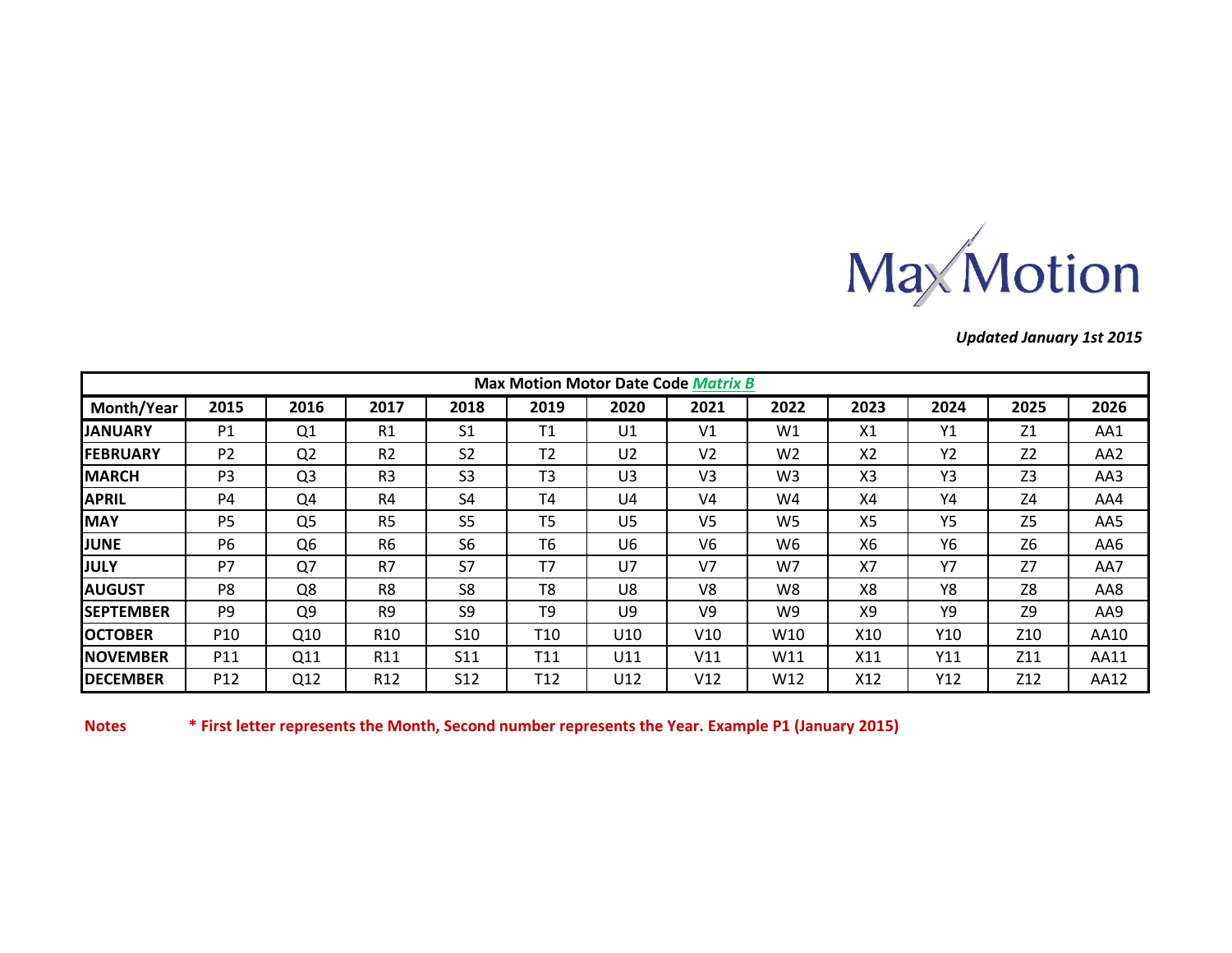MaxMotion

*Updated January 1st 2015*

| Max Motion Motor Date Code *Matrix B* | | | | | | | | | | | | |
|---|---|---|---|---|---|---|---|---|---|---|---|---|
| **Month/Year** | **2015** | **2016** | **2017** | **2018** | **2019** | **2020** | **2021** | **2022** | **2023** | **2024** | **2025** | **2026** |
| **JANUARY** | P1 | Q1 | R1 | S1 | T1 | U1 | V1 | W1 | X1 | Y1 | Z1 | AA1 |
| **FEBRUARY** | P2 | Q2 | R2 | S2 | T2 | U2 | V2 | W2 | X2 | Y2 | Z2 | AA2 |
| **MARCH** | P3 | Q3 | R3 | S3 | T3 | U3 | V3 | W3 | X3 | Y3 | Z3 | AA3 |
| **APRIL** | P4 | Q4 | R4 | S4 | T4 | U4 | V4 | W4 | X4 | Y4 | Z4 | AA4 |
| **MAY** | P5 | Q5 | R5 | S5 | T5 | U5 | V5 | W5 | X5 | Y5 | Z5 | AA5 |
| **JUNE** | P6 | Q6 | R6 | S6 | T6 | U6 | V6 | W6 | X6 | Y6 | Z6 | AA6 |
| **JULY** | P7 | Q7 | R7 | S7 | T7 | U7 | V7 | W7 | X7 | Y7 | Z7 | AA7 |
| **AUGUST** | P8 | Q8 | R8 | S8 | T8 | U8 | V8 | W8 | X8 | Y8 | Z8 | AA8 |
| **SEPTEMBER** | P9 | Q9 | R9 | S9 | T9 | U9 | V9 | W9 | X9 | Y9 | Z9 | AA9 |
| **OCTOBER** | P10 | Q10 | R10 | S10 | T10 | U10 | V10 | W10 | X10 | Y10 | Z10 | AA10 |
| **NOVEMBER** | P11 | Q11 | R11 | S11 | T11 | U11 | V11 | W11 | X11 | Y11 | Z11 | AA11 |
| **DECEMBER** | P12 | Q12 | R12 | S12 | T12 | U12 | V12 | W12 | X12 | Y12 | Z12 | AA12 |

**Notes** **\* First letter represents the Month, Second number represents the Year. Example P1 (January 2015)**